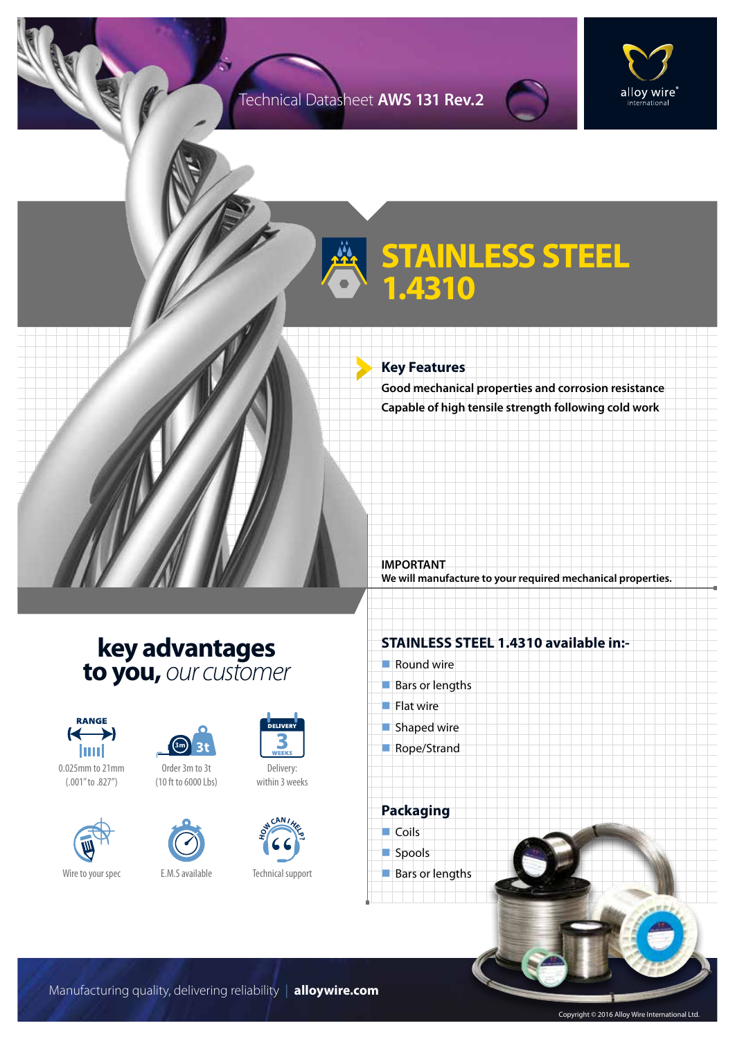Technical Datasheet **AWS 131 Rev.2**

# STAINLESS STEEL 1.4310

## Key Features

**Good mechanical properties and corrosion resistance**

**Capable of high tensile strength following cold work**

**IMPORTANT**

**We will manufacture to your required mechanical properties.**

## key advantages to you, *our customer*

- RANGE: 0.025mm to 21mm (.001" to .827")
- Order 3m to 3t (10 ft to 6000 Lbs)
- Delivery: within 3 weeks
- Wire to your spec
- E.M.S available
- Technical support

## STAINLESS STEEL 1.4310 available in:-

- Round wire
- Bars or lengths
- Flat wire
- Shaped wire
- Rope/Strand

## Packaging

- Coils
- Spools
- Bars or lengths

Manufacturing quality, delivering reliability | **alloywire.com**

Copyright © 2016 Alloy Wire International Ltd.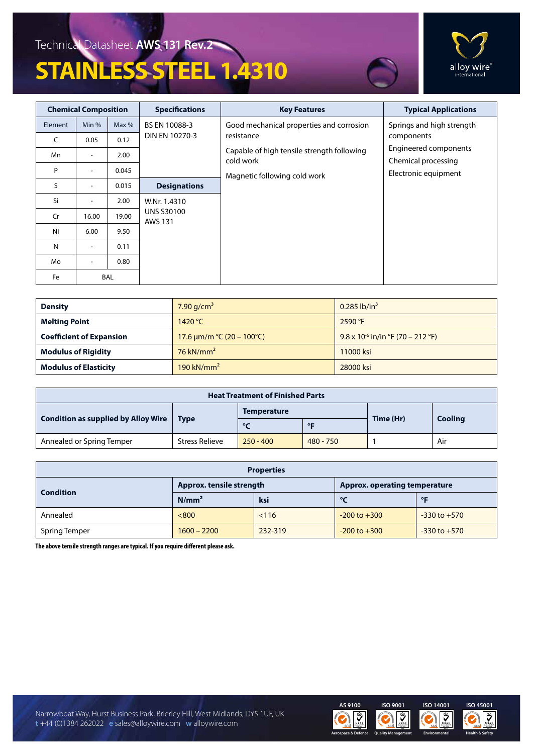Technical Datasheet **AWS 131 Rev.2**

# STAINLESS STEEL 1.4310

| Chemical Composition | | | Specifications | Key Features | Typical Applications |
|---|---|---|---|---|---|
| Element | Min % | Max % | BS EN 10088-3<br>DIN EN 10270-3 | Good mechanical properties and corrosion resistance<br>Capable of high tensile strength following cold work<br>Magnetic following cold work | Springs and high strength components<br>Engineered components<br>Chemical processing<br>Electronic equipment |
| C | 0.05 | 0.12 | | | |
| Mn | - | 2.00 | | | |
| P | - | 0.045 | | | |
| S | - | 0.015 | **Designations** | | |
| Si | - | 2.00 | W.Nr. 1.4310<br>UNS S30100<br>AWS 131 | | |
| Cr | 16.00 | 19.00 | | | |
| Ni | 6.00 | 9.50 | | | |
| N | - | 0.11 | | | |
| Mo | - | 0.80 | | | |
| Fe | BAL | | | | |

| | | |
|---|---|---|
| **Density** | 7.90 g/cm$^3$ | 0.285 lb/in$^3$ |
| **Melting Point** | 1420 °C | 2590 °F |
| **Coefficient of Expansion** | 17.6 µm/m °C (20 – 100°C) | 9.8 x 10$^{-6}$ in/in °F (70 – 212 °F) |
| **Modulus of Rigidity** | 76 kN/mm$^2$ | 11000 ksi |
| **Modulus of Elasticity** | 190 kN/mm$^2$ | 28000 ksi |

| Heat Treatment of Finished Parts | | | | | |
|---|---|---|---|---|---|
| **Condition as supplied by Alloy Wire** | **Type** | **Temperature** | | **Time (Hr)** | **Cooling** |
| | | **°C** | **°F** | | |
| Annealed or Spring Temper | Stress Relieve | 250 - 400 | 480 - 750 | 1 | Air |

| Properties | | | | |
|---|---|---|---|---|
| **Condition** | **Approx. tensile strength** | | **Approx. operating temperature** | |
| | **N/mm$^2$** | **ksi** | **°C** | **°F** |
| Annealed | <800 | <116 | -200 to +300 | -330 to +570 |
| Spring Temper | 1600 – 2200 | 232-319 | -200 to +300 | -330 to +570 |

**The above tensile strength ranges are typical. If you require different please ask.**

Narrowboat Way, Hurst Business Park, Brierley Hill, West Midlands, DY5 1UF, UK
t +44 (0)1384 262022 e sales@alloywire.com w alloywire.com

AS 9100 Aerospace & Defence | ISO 9001 Quality Management | ISO 14001 Environmental | ISO 45001 Health & Safety